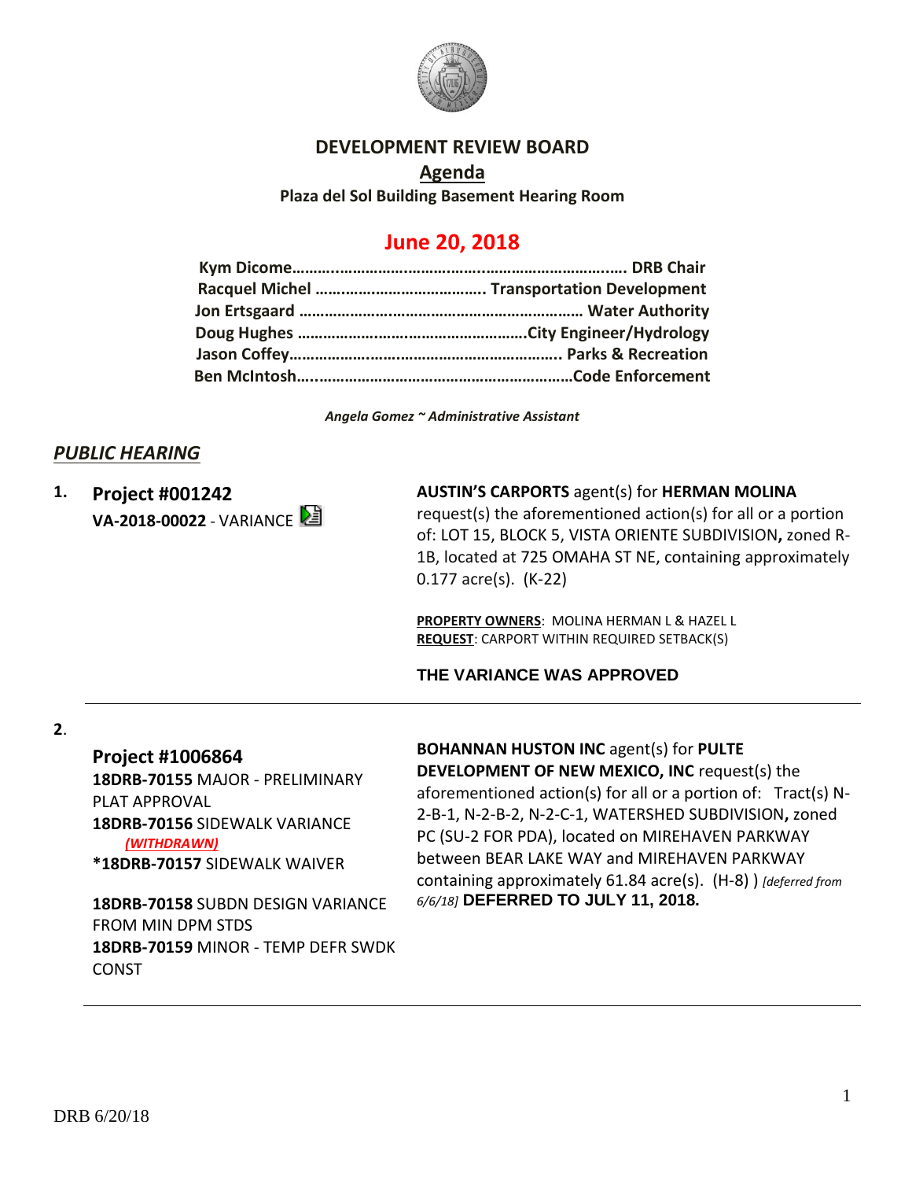# DEVELOPMENT REVIEW BOARD

## Agenda

**Plaza del Sol Building Basement Hearing Room**

## June 20, 2018

**Kym Dicome……………………………………………………………….. DRB Chair**
**Racquel Michel ………………………………….. Transportation Development**
**Jon Ertsgaard ………………………………………………………… Water Authority**
**Doug Hughes ……………………………………………….City Engineer/Hydrology**
**Jason Coffey……………………………………………………….. Parks & Recreation**
**Ben McIntosh…………………………………………………………Code Enforcement**

*Angela Gomez ~ Administrative Assistant*

## *PUBLIC HEARING*

**1. Project #001242**
**VA-2018-00022** - VARIANCE

**AUSTIN'S CARPORTS** agent(s) for **HERMAN MOLINA** request(s) the aforementioned action(s) for all or a portion of: LOT 15, BLOCK 5, VISTA ORIENTE SUBDIVISION**,** zoned R-1B, located at 725 OMAHA ST NE, containing approximately 0.177 acre(s). (K-22)

**PROPERTY OWNERS**: MOLINA HERMAN L & HAZEL L
**REQUEST**: CARPORT WITHIN REQUIRED SETBACK(S)

**THE VARIANCE WAS APPROVED**

---

**2. Project #1006864**
**18DRB-70155** MAJOR - PRELIMINARY PLAT APPROVAL
**18DRB-70156** SIDEWALK VARIANCE ***(WITHDRAWN)***
***18DRB-70157** SIDEWALK WAIVER
**18DRB-70158** SUBDN DESIGN VARIANCE FROM MIN DPM STDS
**18DRB-70159** MINOR - TEMP DEFR SWDK CONST

**BOHANNAN HUSTON INC** agent(s) for **PULTE DEVELOPMENT OF NEW MEXICO, INC** request(s) the aforementioned action(s) for all or a portion of: Tract(s) N-2-B-1, N-2-B-2, N-2-C-1, WATERSHED SUBDIVISION**,** zoned PC (SU-2 FOR PDA), located on MIREHAVEN PARKWAY between BEAR LAKE WAY and MIREHAVEN PARKWAY containing approximately 61.84 acre(s). (H-8) ) *[deferred from 6/6/18]* **DEFERRED TO JULY 11, 2018.**

---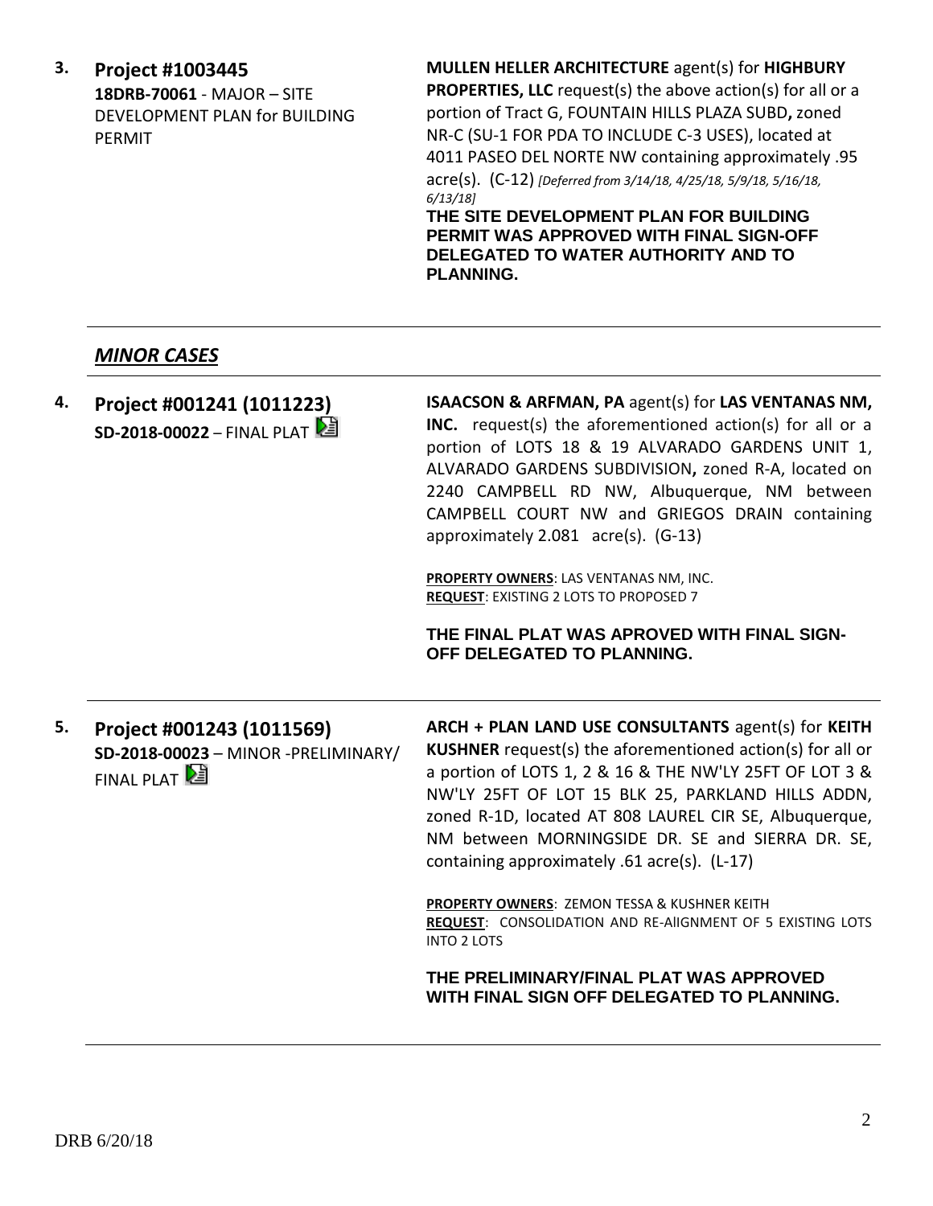**3. Project #1003445**
**18DRB-70061** - MAJOR – SITE DEVELOPMENT PLAN for BUILDING PERMIT

**MULLEN HELLER ARCHITECTURE** agent(s) for **HIGHBURY PROPERTIES, LLC** request(s) the above action(s) for all or a portion of Tract G, FOUNTAIN HILLS PLAZA SUBD**,** zoned NR-C (SU-1 FOR PDA TO INCLUDE C-3 USES), located at 4011 PASEO DEL NORTE NW containing approximately .95 acre(s). (C-12) *[Deferred from 3/14/18, 4/25/18, 5/9/18, 5/16/18, 6/13/18]*

**THE SITE DEVELOPMENT PLAN FOR BUILDING PERMIT WAS APPROVED WITH FINAL SIGN-OFF DELEGATED TO WATER AUTHORITY AND TO PLANNING.**

---

## ***MINOR CASES***

---

**4. Project #001241 (1011223)**
**SD-2018-00022** – FINAL PLAT

**ISAACSON & ARFMAN, PA** agent(s) for **LAS VENTANAS NM, INC.** request(s) the aforementioned action(s) for all or a portion of LOTS 18 & 19 ALVARADO GARDENS UNIT 1, ALVARADO GARDENS SUBDIVISION**,** zoned R-A, located on 2240 CAMPBELL RD NW, Albuquerque, NM between CAMPBELL COURT NW and GRIEGOS DRAIN containing approximately 2.081 acre(s). (G-13)

**PROPERTY OWNERS**: LAS VENTANAS NM, INC.
**REQUEST**: EXISTING 2 LOTS TO PROPOSED 7

**THE FINAL PLAT WAS APROVED WITH FINAL SIGN-OFF DELEGATED TO PLANNING.**

---

**5. Project #001243 (1011569)**
**SD-2018-00023** – MINOR -PRELIMINARY/ FINAL PLAT

**ARCH + PLAN LAND USE CONSULTANTS** agent(s) for **KEITH KUSHNER** request(s) the aforementioned action(s) for all or a portion of LOTS 1, 2 & 16 & THE NW'LY 25FT OF LOT 3 & NW'LY 25FT OF LOT 15 BLK 25, PARKLAND HILLS ADDN, zoned R-1D, located AT 808 LAUREL CIR SE, Albuquerque, NM between MORNINGSIDE DR. SE and SIERRA DR. SE, containing approximately .61 acre(s). (L-17)

**PROPERTY OWNERS**: ZEMON TESSA & KUSHNER KEITH
**REQUEST**: CONSOLIDATION AND RE-AlIGNMENT OF 5 EXISTING LOTS INTO 2 LOTS

**THE PRELIMINARY/FINAL PLAT WAS APPROVED WITH FINAL SIGN OFF DELEGATED TO PLANNING.**

---

DRB 6/20/18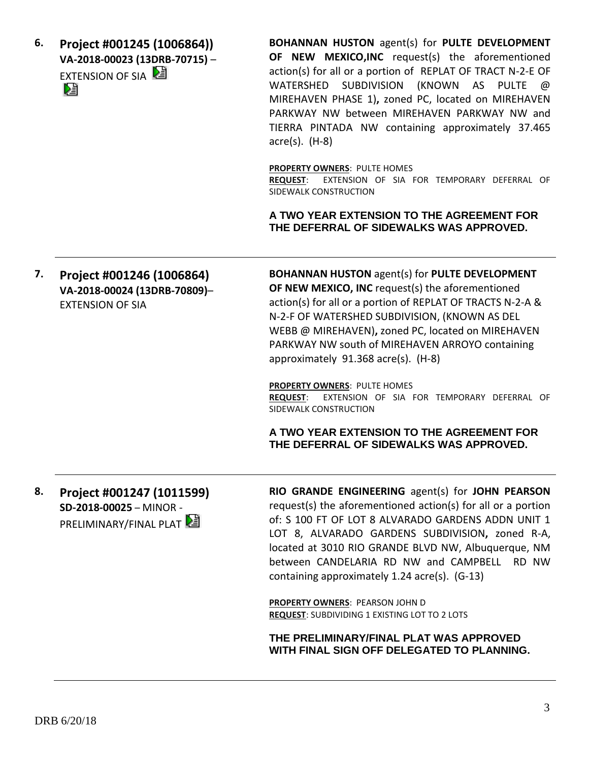**6.** **Project #001245 (1006864))**
**VA-2018-00023 (13DRB-70715)** – EXTENSION OF SIA

**BOHANNAN HUSTON** agent(s) for **PULTE DEVELOPMENT OF NEW MEXICO,INC** request(s) the aforementioned action(s) for all or a portion of REPLAT OF TRACT N-2-E OF WATERSHED SUBDIVISION (KNOWN AS PULTE @ MIREHAVEN PHASE 1)**,** zoned PC, located on MIREHAVEN PARKWAY NW between MIREHAVEN PARKWAY NW and TIERRA PINTADA NW containing approximately 37.465 acre(s). (H-8)

**PROPERTY OWNERS**: PULTE HOMES
**REQUEST**: EXTENSION OF SIA FOR TEMPORARY DEFERRAL OF SIDEWALK CONSTRUCTION

**A TWO YEAR EXTENSION TO THE AGREEMENT FOR THE DEFERRAL OF SIDEWALKS WAS APPROVED.**

---

**7.** **Project #001246 (1006864)**
**VA-2018-00024 (13DRB-70809)**– EXTENSION OF SIA

**BOHANNAN HUSTON** agent(s) for **PULTE DEVELOPMENT OF NEW MEXICO, INC** request(s) the aforementioned action(s) for all or a portion of REPLAT OF TRACTS N-2-A & N-2-F OF WATERSHED SUBDIVISION, (KNOWN AS DEL WEBB @ MIREHAVEN)**,** zoned PC, located on MIREHAVEN PARKWAY NW south of MIREHAVEN ARROYO containing approximately 91.368 acre(s). (H-8)

**PROPERTY OWNERS**: PULTE HOMES
**REQUEST**: EXTENSION OF SIA FOR TEMPORARY DEFERRAL OF SIDEWALK CONSTRUCTION

**A TWO YEAR EXTENSION TO THE AGREEMENT FOR THE DEFERRAL OF SIDEWALKS WAS APPROVED.**

---

**8.** **Project #001247 (1011599)**
**SD-2018-00025** – MINOR - PRELIMINARY/FINAL PLAT

**RIO GRANDE ENGINEERING** agent(s) for **JOHN PEARSON** request(s) the aforementioned action(s) for all or a portion of: S 100 FT OF LOT 8 ALVARADO GARDENS ADDN UNIT 1 LOT 8, ALVARADO GARDENS SUBDIVISION**,** zoned R-A, located at 3010 RIO GRANDE BLVD NW, Albuquerque, NM between CANDELARIA RD NW and CAMPBELL RD NW containing approximately 1.24 acre(s). (G-13)

**PROPERTY OWNERS**: PEARSON JOHN D
**REQUEST**: SUBDIVIDING 1 EXISTING LOT TO 2 LOTS

**THE PRELIMINARY/FINAL PLAT WAS APPROVED WITH FINAL SIGN OFF DELEGATED TO PLANNING.**

---

DRB 6/20/18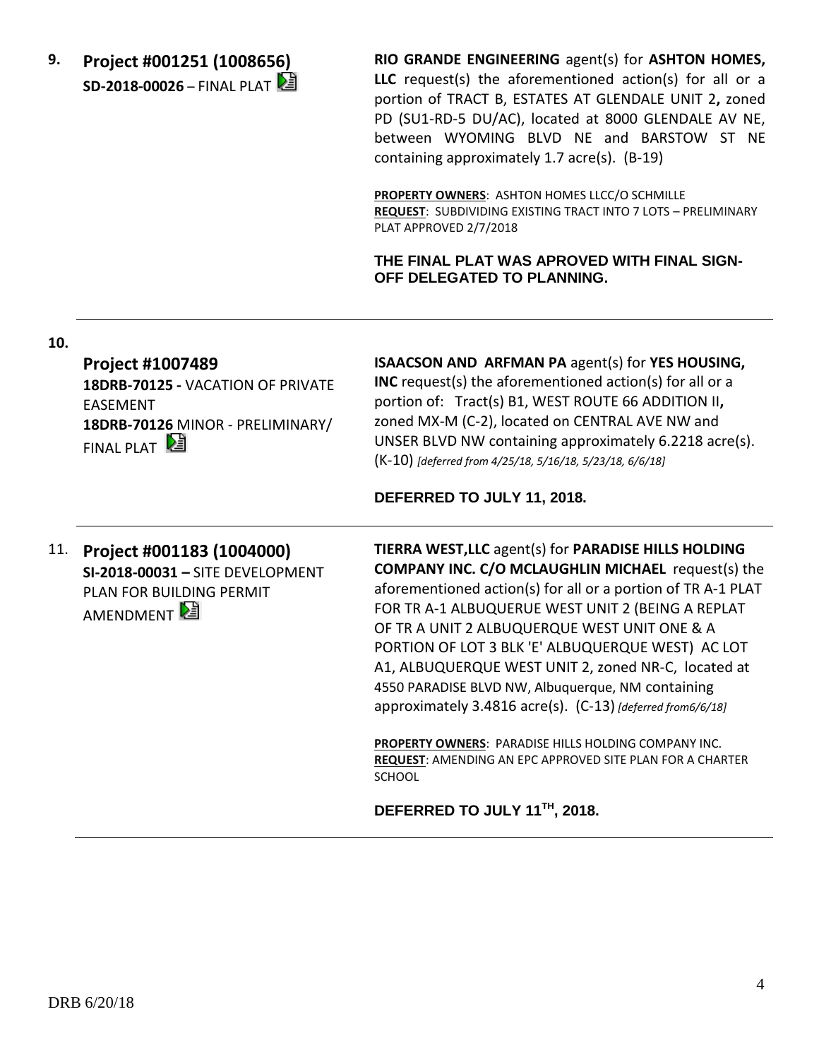**9. Project #001251 (1008656)**
**SD-2018-00026** – FINAL PLAT

**RIO GRANDE ENGINEERING** agent(s) for **ASHTON HOMES, LLC** request(s) the aforementioned action(s) for all or a portion of TRACT B, ESTATES AT GLENDALE UNIT 2**,** zoned PD (SU1-RD-5 DU/AC), located at 8000 GLENDALE AV NE, between WYOMING BLVD NE and BARSTOW ST NE containing approximately 1.7 acre(s). (B-19)

**PROPERTY OWNERS**: ASHTON HOMES LLCC/O SCHMILLE
**REQUEST**: SUBDIVIDING EXISTING TRACT INTO 7 LOTS – PRELIMINARY PLAT APPROVED 2/7/2018

**THE FINAL PLAT WAS APROVED WITH FINAL SIGN-OFF DELEGATED TO PLANNING.**

---

**10. Project #1007489**
**18DRB-70125 -** VACATION OF PRIVATE EASEMENT
**18DRB-70126** MINOR - PRELIMINARY/ FINAL PLAT

**ISAACSON AND ARFMAN PA** agent(s) for **YES HOUSING, INC** request(s) the aforementioned action(s) for all or a portion of: Tract(s) B1, WEST ROUTE 66 ADDITION II**,** zoned MX-M (C-2), located on CENTRAL AVE NW and UNSER BLVD NW containing approximately 6.2218 acre(s). (K-10) *[deferred from 4/25/18, 5/16/18, 5/23/18, 6/6/18]*

**DEFERRED TO JULY 11, 2018.**

---

**11. Project #001183 (1004000)**
**SI-2018-00031 –** SITE DEVELOPMENT PLAN FOR BUILDING PERMIT AMENDMENT

**TIERRA WEST,LLC** agent(s) for **PARADISE HILLS HOLDING COMPANY INC. C/O MCLAUGHLIN MICHAEL** request(s) the aforementioned action(s) for all or a portion of TR A-1 PLAT FOR TR A-1 ALBUQUERUE WEST UNIT 2 (BEING A REPLAT OF TR A UNIT 2 ALBUQUERQUE WEST UNIT ONE & A PORTION OF LOT 3 BLK 'E' ALBUQUERQUE WEST) AC LOT A1, ALBUQUERQUE WEST UNIT 2, zoned NR-C, located at 4550 PARADISE BLVD NW, Albuquerque, NM containing approximately 3.4816 acre(s). (C-13) *[deferred from6/6/18]*

**PROPERTY OWNERS**: PARADISE HILLS HOLDING COMPANY INC.
**REQUEST**: AMENDING AN EPC APPROVED SITE PLAN FOR A CHARTER SCHOOL

**DEFERRED TO JULY 11TH, 2018.**

---

DRB 6/20/18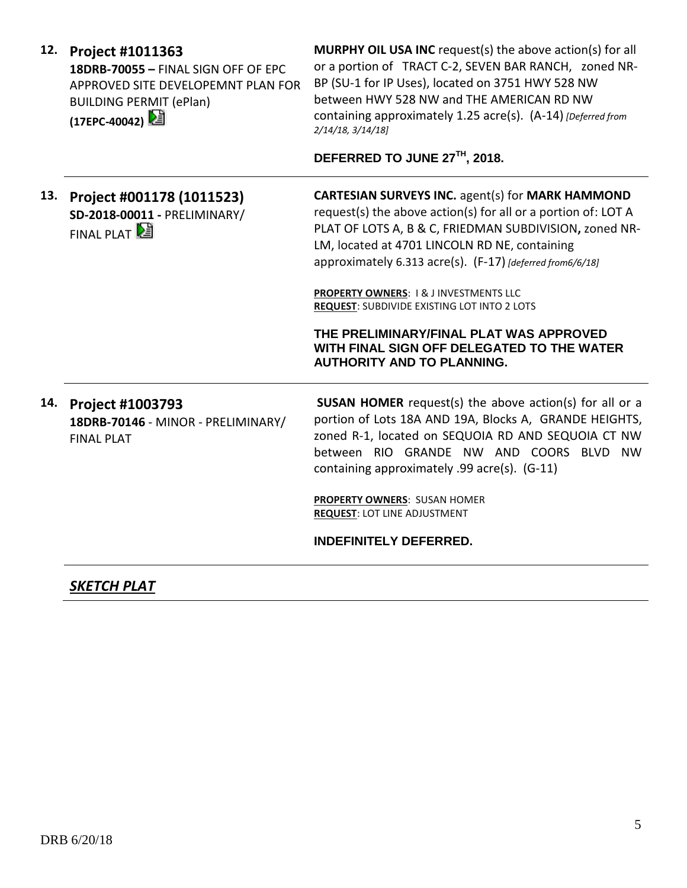| | | |
|---|---|---|
| **12.** | **Project #1011363**<br>**18DRB-70055 –** FINAL SIGN OFF OF EPC APPROVED SITE DEVELOPEMNT PLAN FOR BUILDING PERMIT (ePlan)<br>**(17EPC-40042)** | **MURPHY OIL USA INC** request(s) the above action(s) for all or a portion of TRACT C-2, SEVEN BAR RANCH, zoned NR-BP (SU-1 for IP Uses), located on 3751 HWY 528 NW between HWY 528 NW and THE AMERICAN RD NW containing approximately 1.25 acre(s). (A-14) *[Deferred from 2/14/18, 3/14/18]*<br><br>**DEFERRED TO JUNE 27TH, 2018.** |
| **13.** | **Project #001178 (1011523)**<br>**SD-2018-00011 -** PRELIMINARY/ FINAL PLAT | **CARTESIAN SURVEYS INC.** agent(s) for **MARK HAMMOND** request(s) the above action(s) for all or a portion of: LOT A PLAT OF LOTS A, B & C, FRIEDMAN SUBDIVISION**,** zoned NR-LM, located at 4701 LINCOLN RD NE, containing approximately 6.313 acre(s). (F-17) *[deferred from6/6/18]*<br><br>**PROPERTY OWNERS**: I & J INVESTMENTS LLC<br>**REQUEST**: SUBDIVIDE EXISTING LOT INTO 2 LOTS<br><br>**THE PRELIMINARY/FINAL PLAT WAS APPROVED WITH FINAL SIGN OFF DELEGATED TO THE WATER AUTHORITY AND TO PLANNING.** |
| **14.** | **Project #1003793**<br>**18DRB-70146** - MINOR - PRELIMINARY/ FINAL PLAT | **SUSAN HOMER** request(s) the above action(s) for all or a portion of Lots 18A AND 19A, Blocks A, GRANDE HEIGHTS, zoned R-1, located on SEQUOIA RD AND SEQUOIA CT NW between RIO GRANDE NW AND COORS BLVD NW containing approximately .99 acre(s). (G-11)<br><br>**PROPERTY OWNERS**: SUSAN HOMER<br>**REQUEST**: LOT LINE ADJUSTMENT<br><br>**INDEFINITELY DEFERRED.** |

***SKETCH PLAT***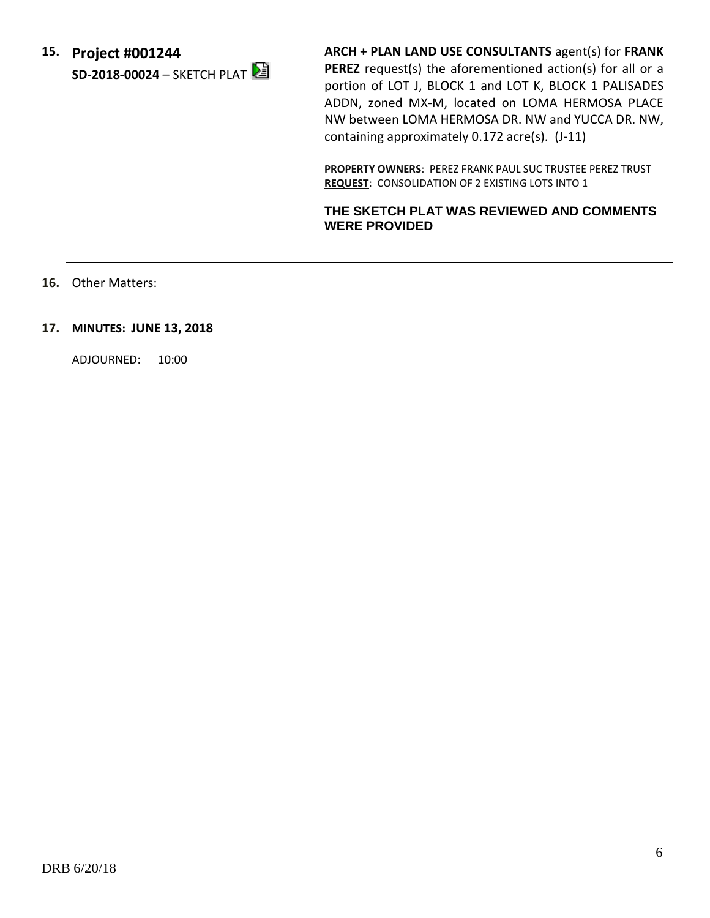**15. Project #001244**
**SD-2018-00024** – SKETCH PLAT

**ARCH + PLAN LAND USE CONSULTANTS** agent(s) for **FRANK PEREZ** request(s) the aforementioned action(s) for all or a portion of LOT J, BLOCK 1 and LOT K, BLOCK 1 PALISADES ADDN, zoned MX-M, located on LOMA HERMOSA PLACE NW between LOMA HERMOSA DR. NW and YUCCA DR. NW, containing approximately 0.172 acre(s). (J-11)

**PROPERTY OWNERS**: PEREZ FRANK PAUL SUC TRUSTEE PEREZ TRUST
**REQUEST**: CONSOLIDATION OF 2 EXISTING LOTS INTO 1

**THE SKETCH PLAT WAS REVIEWED AND COMMENTS WERE PROVIDED**

---

**16.** Other Matters:

**17. MINUTES: JUNE 13, 2018**

ADJOURNED: 10:00

DRB 6/20/18